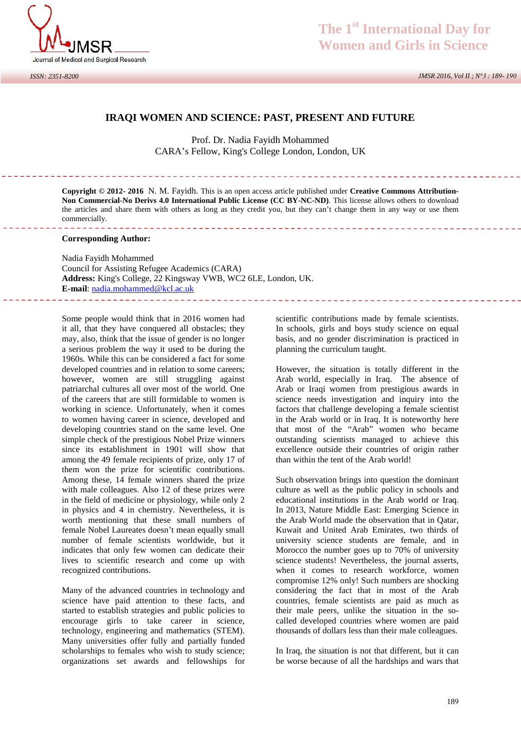# IRAQI WOMEN AND SCIENCE: PAST, PRESENT AND FUTURE

Prof. Dr. Nadia Fayidh Mohammed
CARA's Fellow, King's College London, London, UK

**Copyright © 2012- 2016** N. M. Fayidh. This is an open access article published under **Creative Commons Attribution-Non Commercial-No Derivs 4.0 International Public License (CC BY-NC-ND)**. This license allows others to download the articles and share them with others as long as they credit you, but they can't change them in any way or use them commercially.

**Corresponding Author:**

Nadia Fayidh Mohammed
Council for Assisting Refugee Academics (CARA)
**Address:** King's College, 22 Kingsway VWB, WC2 6LE, London, UK.
**E-mail**: nadia.mohammed@kcl.ac.uk

Some people would think that in 2016 women had it all, that they have conquered all obstacles; they may, also, think that the issue of gender is no longer a serious problem the way it used to be during the 1960s. While this can be considered a fact for some developed countries and in relation to some careers; however, women are still struggling against patriarchal cultures all over most of the world. One of the careers that are still formidable to women is working in science. Unfortunately, when it comes to women having career in science, developed and developing countries stand on the same level. One simple check of the prestigious Nobel Prize winners since its establishment in 1901 will show that among the 49 female recipients of prize, only 17 of them won the prize for scientific contributions. Among these, 14 female winners shared the prize with male colleagues. Also 12 of these prizes were in the field of medicine or physiology, while only 2 in physics and 4 in chemistry. Nevertheless, it is worth mentioning that these small numbers of female Nobel Laureates doesn't mean equally small number of female scientists worldwide, but it indicates that only few women can dedicate their lives to scientific research and come up with recognized contributions.

Many of the advanced countries in technology and science have paid attention to these facts, and started to establish strategies and public policies to encourage girls to take career in science, technology, engineering and mathematics (STEM). Many universities offer fully and partially funded scholarships to females who wish to study science; organizations set awards and fellowships for scientific contributions made by female scientists. In schools, girls and boys study science on equal basis, and no gender discrimination is practiced in planning the curriculum taught.

However, the situation is totally different in the Arab world, especially in Iraq. The absence of Arab or Iraqi women from prestigious awards in science needs investigation and inquiry into the factors that challenge developing a female scientist in the Arab world or in Iraq. It is noteworthy here that most of the "Arab" women who became outstanding scientists managed to achieve this excellence outside their countries of origin rather than within the tent of the Arab world!

Such observation brings into question the dominant culture as well as the public policy in schools and educational institutions in the Arab world or Iraq. In 2013, Nature Middle East: Emerging Science in the Arab World made the observation that in Qatar, Kuwait and United Arab Emirates, two thirds of university science students are female, and in Morocco the number goes up to 70% of university science students! Nevertheless, the journal asserts, when it comes to research workforce, women compromise 12% only! Such numbers are shocking considering the fact that in most of the Arab countries, female scientists are paid as much as their male peers, unlike the situation in the so-called developed countries where women are paid thousands of dollars less than their male colleagues.

In Iraq, the situation is not that different, but it can be worse because of all the hardships and wars that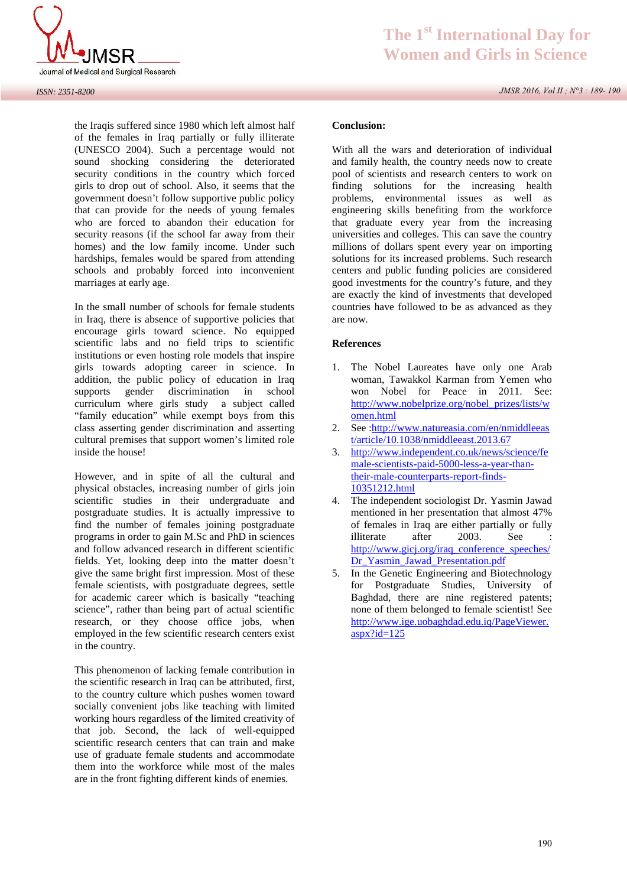the Iraqis suffered since 1980 which left almost half of the females in Iraq partially or fully illiterate (UNESCO 2004). Such a percentage would not sound shocking considering the deteriorated security conditions in the country which forced girls to drop out of school. Also, it seems that the government doesn't follow supportive public policy that can provide for the needs of young females who are forced to abandon their education for security reasons (if the school far away from their homes) and the low family income. Under such hardships, females would be spared from attending schools and probably forced into inconvenient marriages at early age.

In the small number of schools for female students in Iraq, there is absence of supportive policies that encourage girls toward science. No equipped scientific labs and no field trips to scientific institutions or even hosting role models that inspire girls towards adopting career in science. In addition, the public policy of education in Iraq supports gender discrimination in school curriculum where girls study a subject called "family education" while exempt boys from this class asserting gender discrimination and asserting cultural premises that support women's limited role inside the house!

However, and in spite of all the cultural and physical obstacles, increasing number of girls join scientific studies in their undergraduate and postgraduate studies. It is actually impressive to find the number of females joining postgraduate programs in order to gain M.Sc and PhD in sciences and follow advanced research in different scientific fields. Yet, looking deep into the matter doesn't give the same bright first impression. Most of these female scientists, with postgraduate degrees, settle for academic career which is basically "teaching science", rather than being part of actual scientific research, or they choose office jobs, when employed in the few scientific research centers exist in the country.

This phenomenon of lacking female contribution in the scientific research in Iraq can be attributed, first, to the country culture which pushes women toward socially convenient jobs like teaching with limited working hours regardless of the limited creativity of that job. Second, the lack of well-equipped scientific research centers that can train and make use of graduate female students and accommodate them into the workforce while most of the males are in the front fighting different kinds of enemies.

**Conclusion:**

With all the wars and deterioration of individual and family health, the country needs now to create pool of scientists and research centers to work on finding solutions for the increasing health problems, environmental issues as well as engineering skills benefiting from the workforce that graduate every year from the increasing universities and colleges. This can save the country millions of dollars spent every year on importing solutions for its increased problems. Such research centers and public funding policies are considered good investments for the country's future, and they are exactly the kind of investments that developed countries have followed to be as advanced as they are now.

**References**

1. The Nobel Laureates have only one Arab woman, Tawakkol Karman from Yemen who won Nobel for Peace in 2011. See: http://www.nobelprize.org/nobel_prizes/lists/women.html
2. See :http://www.natureasia.com/en/nmiddleeast/article/10.1038/nmiddleeast.2013.67
3. http://www.independent.co.uk/news/science/female-scientists-paid-5000-less-a-year-than-their-male-counterparts-report-finds-10351212.html
4. The independent sociologist Dr. Yasmin Jawad mentioned in her presentation that almost 47% of females in Iraq are either partially or fully illiterate after 2003. See : http://www.gicj.org/iraq_conference_speeches/Dr_Yasmin_Jawad_Presentation.pdf
5. In the Genetic Engineering and Biotechnology for Postgraduate Studies, University of Baghdad, there are nine registered patents; none of them belonged to female scientist! See http://www.ige.uobaghdad.edu.iq/PageViewer.aspx?id=125